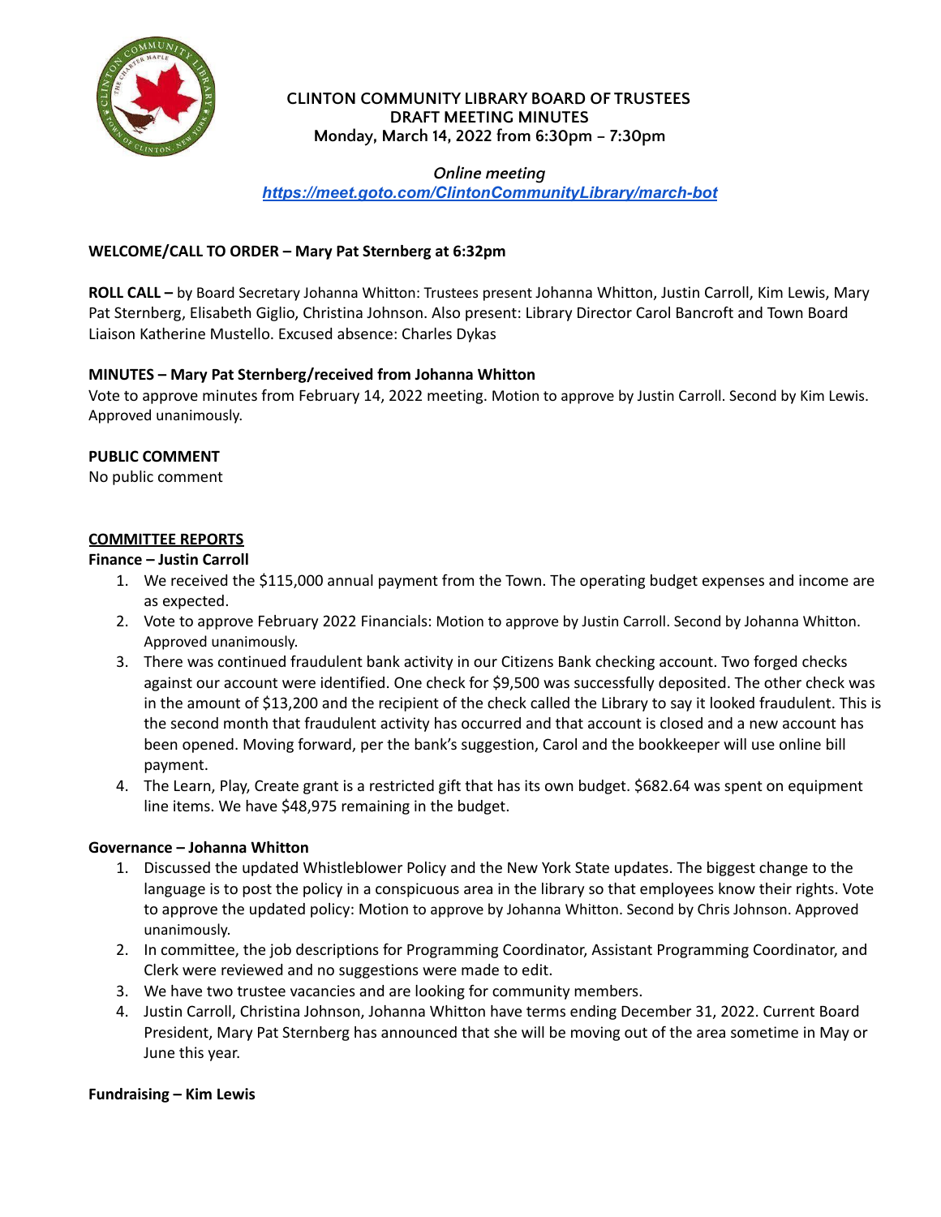# CLINTON COMMUNITY LIBRARY BOARD OF TRUSTEES
## DRAFT MEETING MINUTES
### Monday, March 14, 2022 from 6:30pm – 7:30pm

*Online meeting*
***https://meet.goto.com/ClintonCommunityLibrary/march-bot***

**WELCOME/CALL TO ORDER – Mary Pat Sternberg at 6:32pm**

**ROLL CALL –** by Board Secretary Johanna Whitton: Trustees present Johanna Whitton, Justin Carroll, Kim Lewis, Mary Pat Sternberg, Elisabeth Giglio, Christina Johnson. Also present: Library Director Carol Bancroft and Town Board Liaison Katherine Mustello. Excused absence: Charles Dykas

**MINUTES – Mary Pat Sternberg/received from Johanna Whitton**
Vote to approve minutes from February 14, 2022 meeting. Motion to approve by Justin Carroll. Second by Kim Lewis. Approved unanimously.

**PUBLIC COMMENT**
No public comment

**COMMITTEE REPORTS**

**Finance – Justin Carroll**

1. We received the $115,000 annual payment from the Town. The operating budget expenses and income are as expected.
2. Vote to approve February 2022 Financials: Motion to approve by Justin Carroll. Second by Johanna Whitton. Approved unanimously.
3. There was continued fraudulent bank activity in our Citizens Bank checking account. Two forged checks against our account were identified. One check for $9,500 was successfully deposited. The other check was in the amount of $13,200 and the recipient of the check called the Library to say it looked fraudulent. This is the second month that fraudulent activity has occurred and that account is closed and a new account has been opened. Moving forward, per the bank's suggestion, Carol and the bookkeeper will use online bill payment.
4. The Learn, Play, Create grant is a restricted gift that has its own budget. $682.64 was spent on equipment line items. We have $48,975 remaining in the budget.

**Governance – Johanna Whitton**

1. Discussed the updated Whistleblower Policy and the New York State updates. The biggest change to the language is to post the policy in a conspicuous area in the library so that employees know their rights. Vote to approve the updated policy: Motion to approve by Johanna Whitton. Second by Chris Johnson. Approved unanimously.
2. In committee, the job descriptions for Programming Coordinator, Assistant Programming Coordinator, and Clerk were reviewed and no suggestions were made to edit.
3. We have two trustee vacancies and are looking for community members.
4. Justin Carroll, Christina Johnson, Johanna Whitton have terms ending December 31, 2022. Current Board President, Mary Pat Sternberg has announced that she will be moving out of the area sometime in May or June this year.

**Fundraising – Kim Lewis**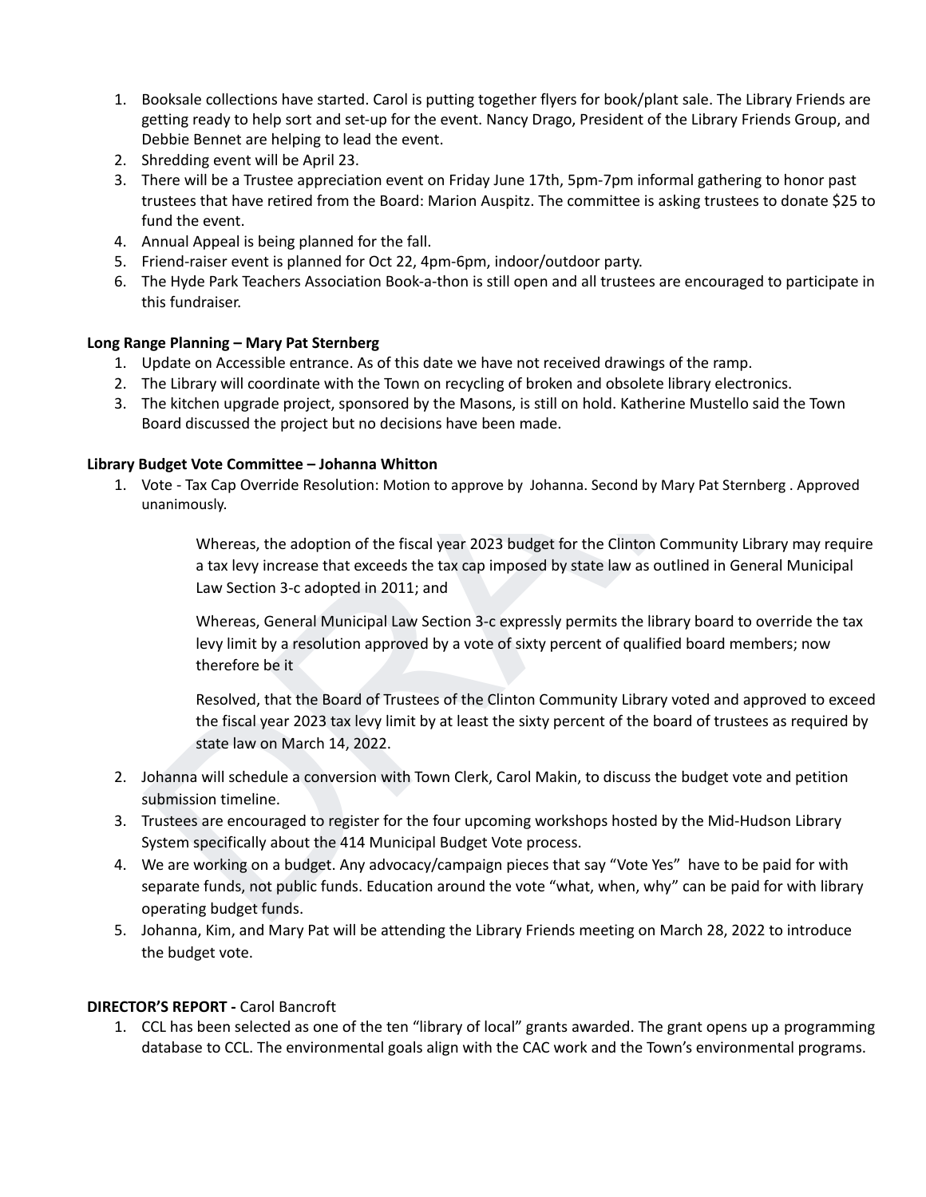1. Booksale collections have started. Carol is putting together flyers for book/plant sale. The Library Friends are getting ready to help sort and set-up for the event. Nancy Drago, President of the Library Friends Group, and Debbie Bennet are helping to lead the event.
2. Shredding event will be April 23.
3. There will be a Trustee appreciation event on Friday June 17th, 5pm-7pm informal gathering to honor past trustees that have retired from the Board: Marion Auspitz. The committee is asking trustees to donate $25 to fund the event.
4. Annual Appeal is being planned for the fall.
5. Friend-raiser event is planned for Oct 22, 4pm-6pm, indoor/outdoor party.
6. The Hyde Park Teachers Association Book-a-thon is still open and all trustees are encouraged to participate in this fundraiser.

**Long Range Planning – Mary Pat Sternberg**

1. Update on Accessible entrance. As of this date we have not received drawings of the ramp.
2. The Library will coordinate with the Town on recycling of broken and obsolete library electronics.
3. The kitchen upgrade project, sponsored by the Masons, is still on hold. Katherine Mustello said the Town Board discussed the project but no decisions have been made.

**Library Budget Vote Committee – Johanna Whitton**

1. Vote - Tax Cap Override Resolution: Motion to approve by Johanna. Second by Mary Pat Sternberg . Approved unanimously.

   > Whereas, the adoption of the fiscal year 2023 budget for the Clinton Community Library may require a tax levy increase that exceeds the tax cap imposed by state law as outlined in General Municipal Law Section 3-c adopted in 2011; and
   >
   > Whereas, General Municipal Law Section 3-c expressly permits the library board to override the tax levy limit by a resolution approved by a vote of sixty percent of qualified board members; now therefore be it
   >
   > Resolved, that the Board of Trustees of the Clinton Community Library voted and approved to exceed the fiscal year 2023 tax levy limit by at least the sixty percent of the board of trustees as required by state law on March 14, 2022.

2. Johanna will schedule a conversion with Town Clerk, Carol Makin, to discuss the budget vote and petition submission timeline.
3. Trustees are encouraged to register for the four upcoming workshops hosted by the Mid-Hudson Library System specifically about the 414 Municipal Budget Vote process.
4. We are working on a budget. Any advocacy/campaign pieces that say "Vote Yes" have to be paid for with separate funds, not public funds. Education around the vote "what, when, why" can be paid for with library operating budget funds.
5. Johanna, Kim, and Mary Pat will be attending the Library Friends meeting on March 28, 2022 to introduce the budget vote.

**DIRECTOR'S REPORT -** Carol Bancroft

1. CCL has been selected as one of the ten "library of local" grants awarded. The grant opens up a programming database to CCL. The environmental goals align with the CAC work and the Town's environmental programs.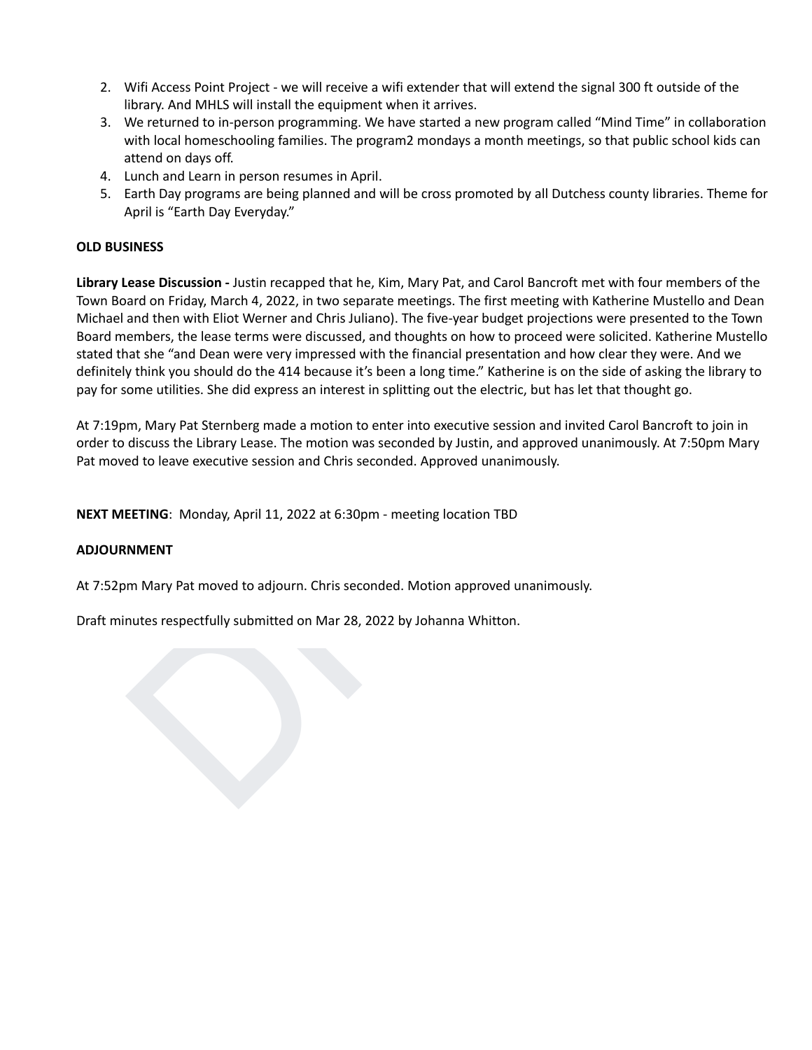2. Wifi Access Point Project - we will receive a wifi extender that will extend the signal 300 ft outside of the library. And MHLS will install the equipment when it arrives.
3. We returned to in-person programming. We have started a new program called "Mind Time" in collaboration with local homeschooling families. The program2 mondays a month meetings, so that public school kids can attend on days off.
4. Lunch and Learn in person resumes in April.
5. Earth Day programs are being planned and will be cross promoted by all Dutchess county libraries. Theme for April is "Earth Day Everyday."

**OLD BUSINESS**

**Library Lease Discussion -** Justin recapped that he, Kim, Mary Pat, and Carol Bancroft met with four members of the Town Board on Friday, March 4, 2022, in two separate meetings. The first meeting with Katherine Mustello and Dean Michael and then with Eliot Werner and Chris Juliano). The five-year budget projections were presented to the Town Board members, the lease terms were discussed, and thoughts on how to proceed were solicited. Katherine Mustello stated that she "and Dean were very impressed with the financial presentation and how clear they were. And we definitely think you should do the 414 because it's been a long time." Katherine is on the side of asking the library to pay for some utilities. She did express an interest in splitting out the electric, but has let that thought go.

At 7:19pm, Mary Pat Sternberg made a motion to enter into executive session and invited Carol Bancroft to join in order to discuss the Library Lease. The motion was seconded by Justin, and approved unanimously. At 7:50pm Mary Pat moved to leave executive session and Chris seconded. Approved unanimously.

**NEXT MEETING**: Monday, April 11, 2022 at 6:30pm - meeting location TBD

**ADJOURNMENT**

At 7:52pm Mary Pat moved to adjourn. Chris seconded. Motion approved unanimously.

Draft minutes respectfully submitted on Mar 28, 2022 by Johanna Whitton.